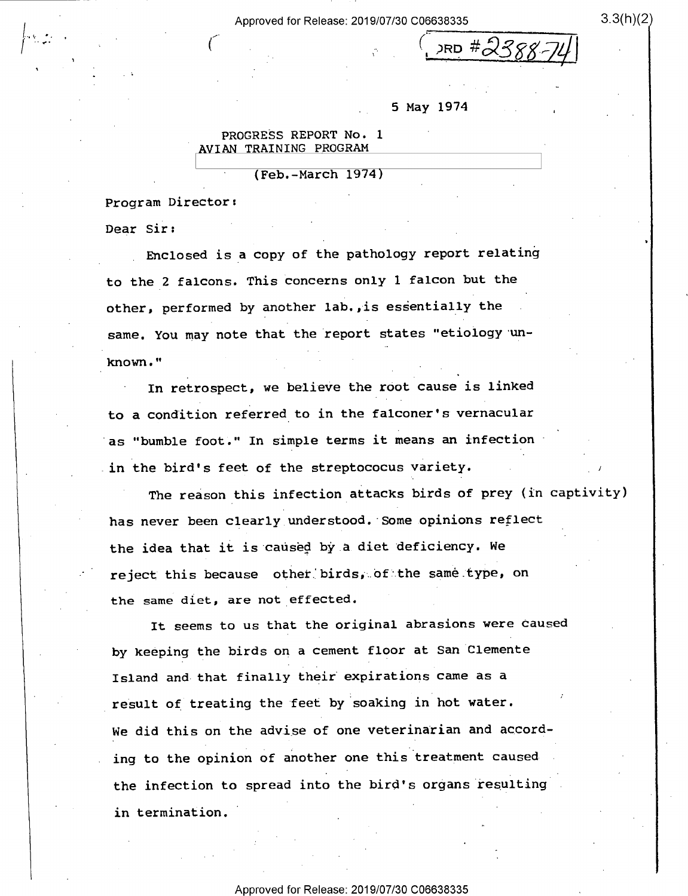ORD #2388-74

5 May 1974

PROGRESS REPORT No. 1
AVIAN TRAINING PROGRAM

(Feb.-March 1974)

Program Director:

Dear Sir:

Enclosed is a copy of the pathology report relating to the 2 falcons. This concerns only 1 falcon but the other, performed by another lab.,is essentially the same. You may note that the report states "etiology unknown."

In retrospect, we believe the root cause is linked to a condition referred to in the falconer's vernacular as "bumble foot." In simple terms it means an infection in the bird's feet of the streptococus variety.

The reason this infection attacks birds of prey (in captivity) has never been clearly understood. Some opinions reflect the idea that it is caused by a diet deficiency. We reject this because other birds, of the same type, on the same diet, are not effected.

It seems to us that the original abrasions were caused by keeping the birds on a cement floor at San Clemente Island and that finally their expirations came as a result of treating the feet by soaking in hot water. We did this on the advise of one veterinarian and according to the opinion of another one this treatment caused the infection to spread into the bird's organs resulting in termination.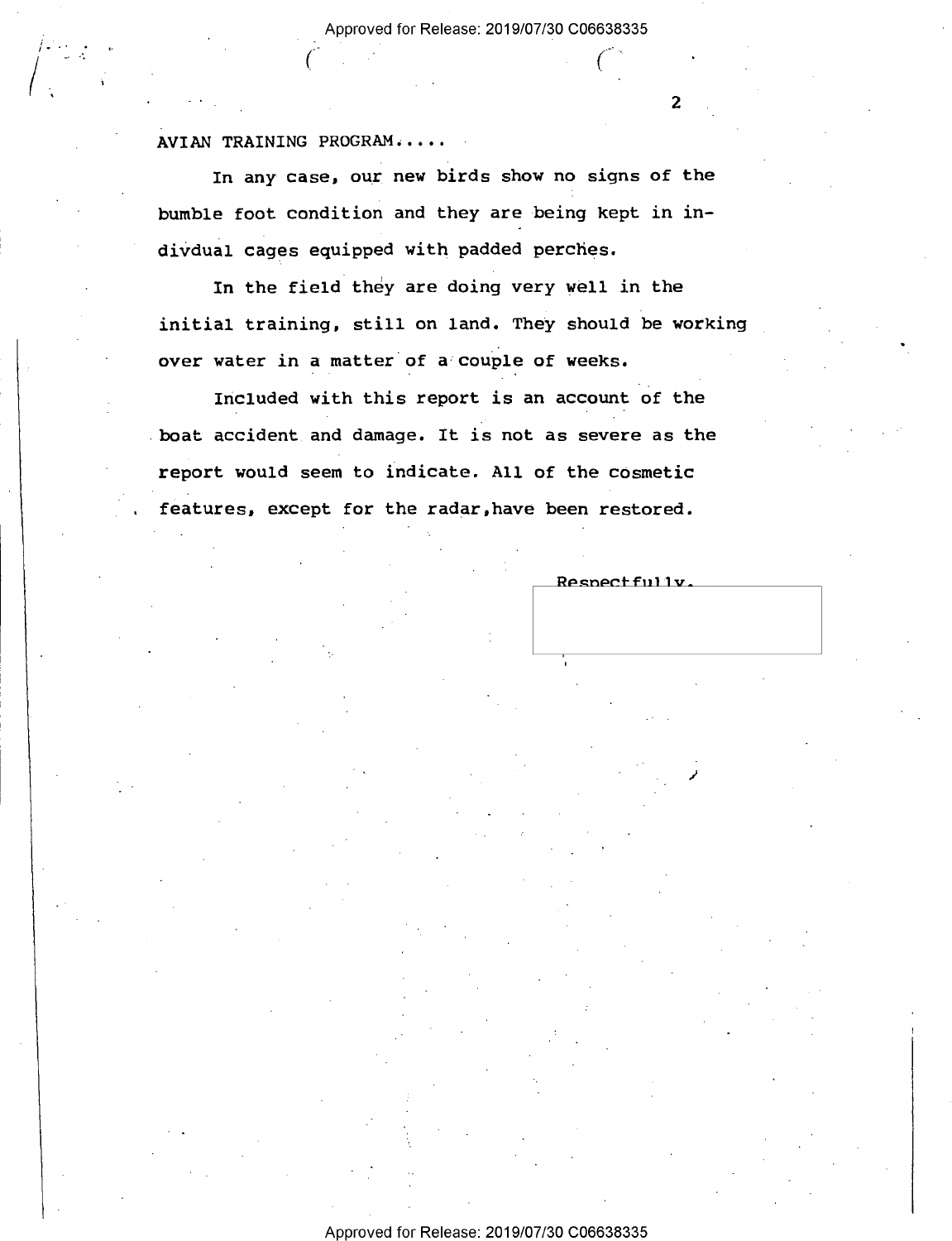AVIAN TRAINING PROGRAM.....

In any case, our new birds show no signs of the bumble foot condition and they are being kept in indivdual cages equipped with padded perches.

In the field they are doing very well in the initial training, still on land. They should be working over water in a matter of a couple of weeks.

Included with this report is an account of the boat accident and damage. It is not as severe as the report would seem to indicate. All of the cosmetic features, except for the radar,have been restored.

Respectfully,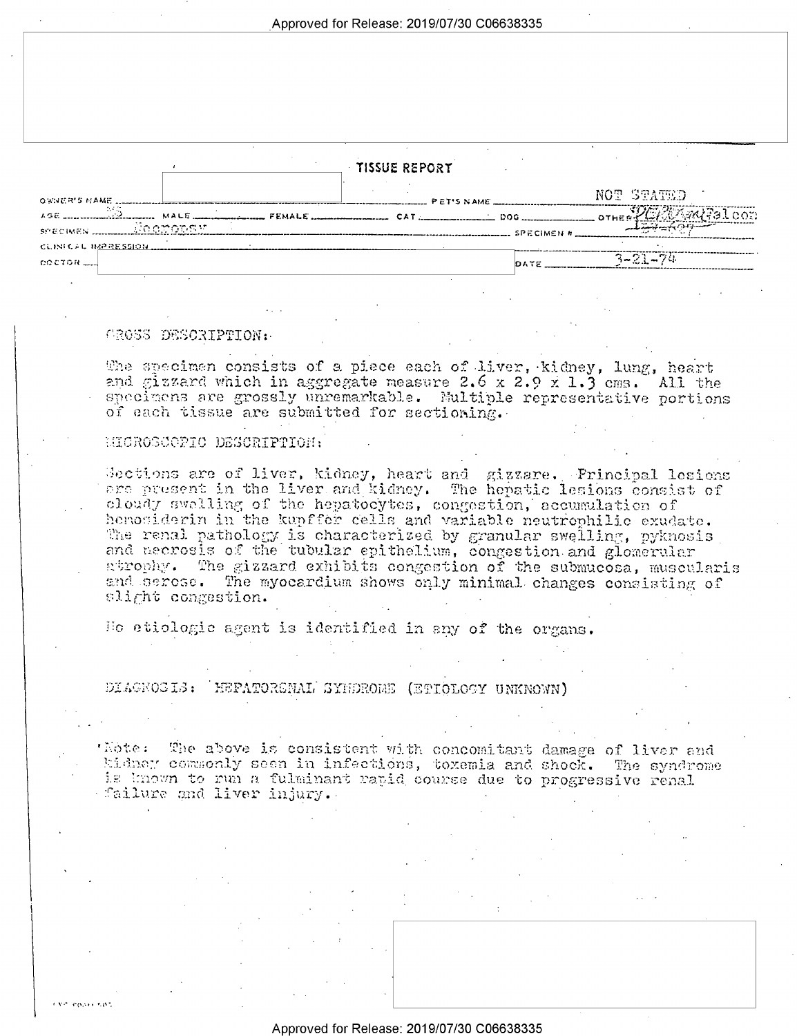Approved for Release: 2019/07/30 C06638335

## TISSUE REPORT

OWNER'S NAME ____________ PET'S NAME NOT STATED

AGE ____ MALE ____ FEMALE ____ CAT ____ DOG ____ OTHER Peregrine Falcon

SPECIMEN Necropsy SPECIMEN # ____

CLINICAL IMPRESSION ____

DOCTOR ____ DATE 3-21-74

GROSS DESCRIPTION:

The specimen consists of a piece each of liver, kidney, lung, heart and gizzard which in aggregate measure 2.6 x 2.9 x 1.3 cms. All the specimens are grossly unremarkable. Multiple representative portions of each tissue are submitted for sectioning.

MICROSCOPIC DESCRIPTION:

Sections are of liver, kidney, heart and gizzare. Principal lesions are present in the liver and kidney. The hepatic lesions consist of cloudy swelling of the hepatocytes, congestion, accumulation of hemosiderin in the kupffer cells and variable neutrophilic exudate. The renal pathology is characterized by granular swelling, pyknosis and necrosis of the tubular epithelium, congestion and glomerular atrophy. The gizzard exhibits congestion of the submucosa, muscularis and serosa. The myocardium shows only minimal changes consisting of slight congestion.

No etiologic agent is identified in any of the organs.

DIAGNOSIS: HEPATORENAL SYNDROME (ETIOLOGY UNKNOWN)

Note: The above is consistent with concomitant damage of liver and kidney commonly seen in infections, toxemia and shock. The syndrome is known to run a fulminant rapid course due to progressive renal failure and liver injury.

Approved for Release: 2019/07/30 C06638335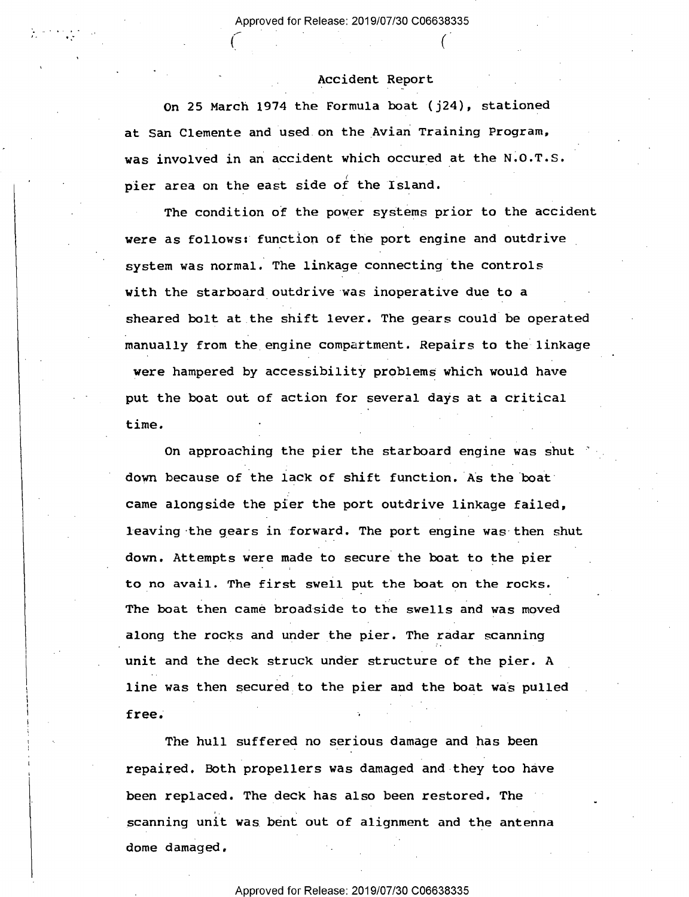# Accident Report

On 25 March 1974 the Formula boat (j24), stationed at San Clemente and used on the Avian Training Program, was involved in an accident which occured at the N.O.T.S. pier area on the east side of the Island.

The condition of the power systems prior to the accident were as follows: function of the port engine and outdrive system was normal. The linkage connecting the controls with the starboard outdrive was inoperative due to a sheared bolt at the shift lever. The gears could be operated manually from the engine compartment. Repairs to the linkage were hampered by accessibility problems which would have put the boat out of action for several days at a critical time.

On approaching the pier the starboard engine was shut down because of the lack of shift function. As the boat came alongside the pier the port outdrive linkage failed, leaving the gears in forward. The port engine was then shut down. Attempts were made to secure the boat to the pier to no avail. The first swell put the boat on the rocks. The boat then came broadside to the swells and was moved along the rocks and under the pier. The radar scanning unit and the deck struck under structure of the pier. A line was then secured to the pier and the boat was pulled free.

The hull suffered no serious damage and has been repaired. Both propellers was damaged and they too have been replaced. The deck has also been restored. The scanning unit was bent out of alignment and the antenna dome damaged.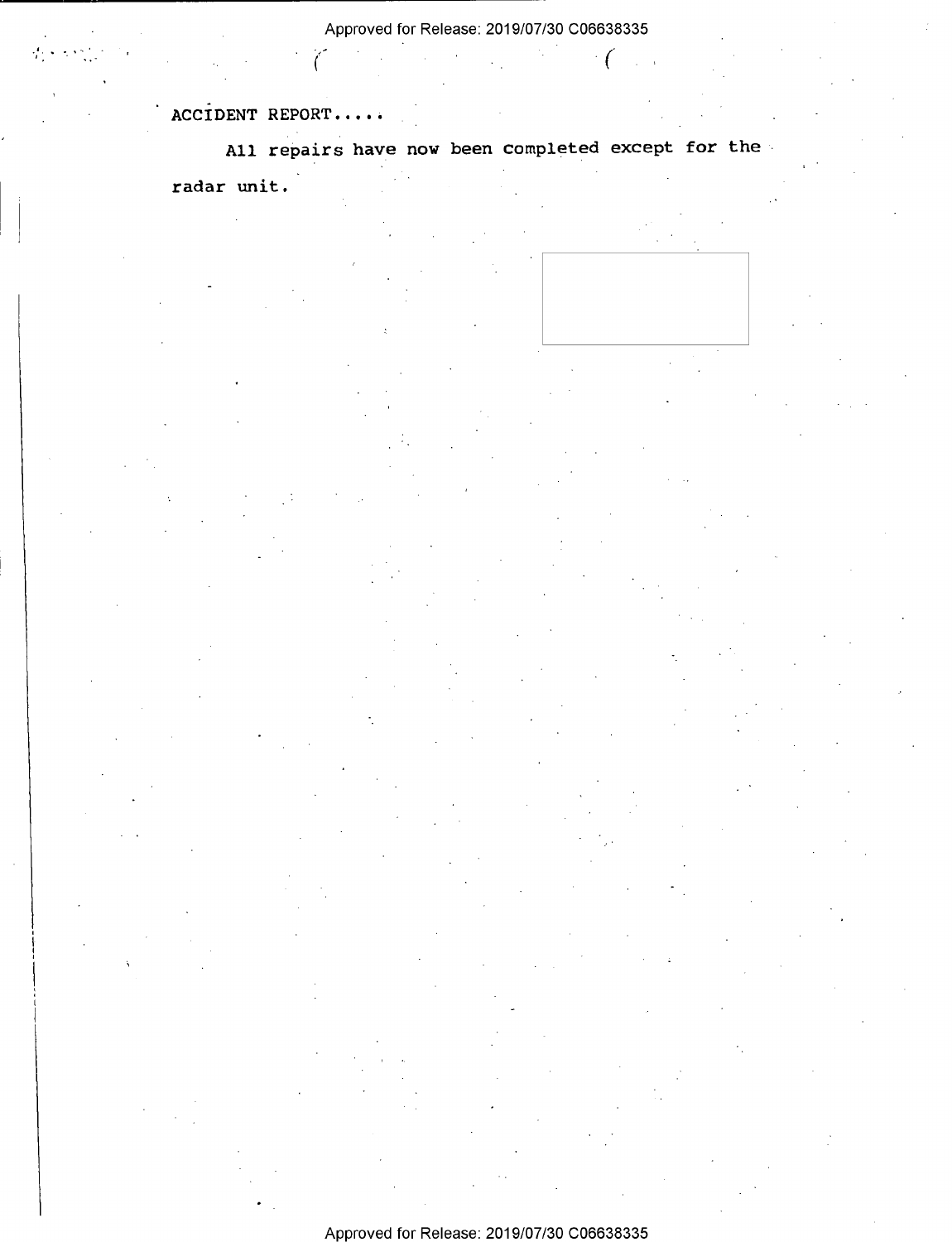ACCIDENT REPORT.....

All repairs have now been completed except for the radar unit.